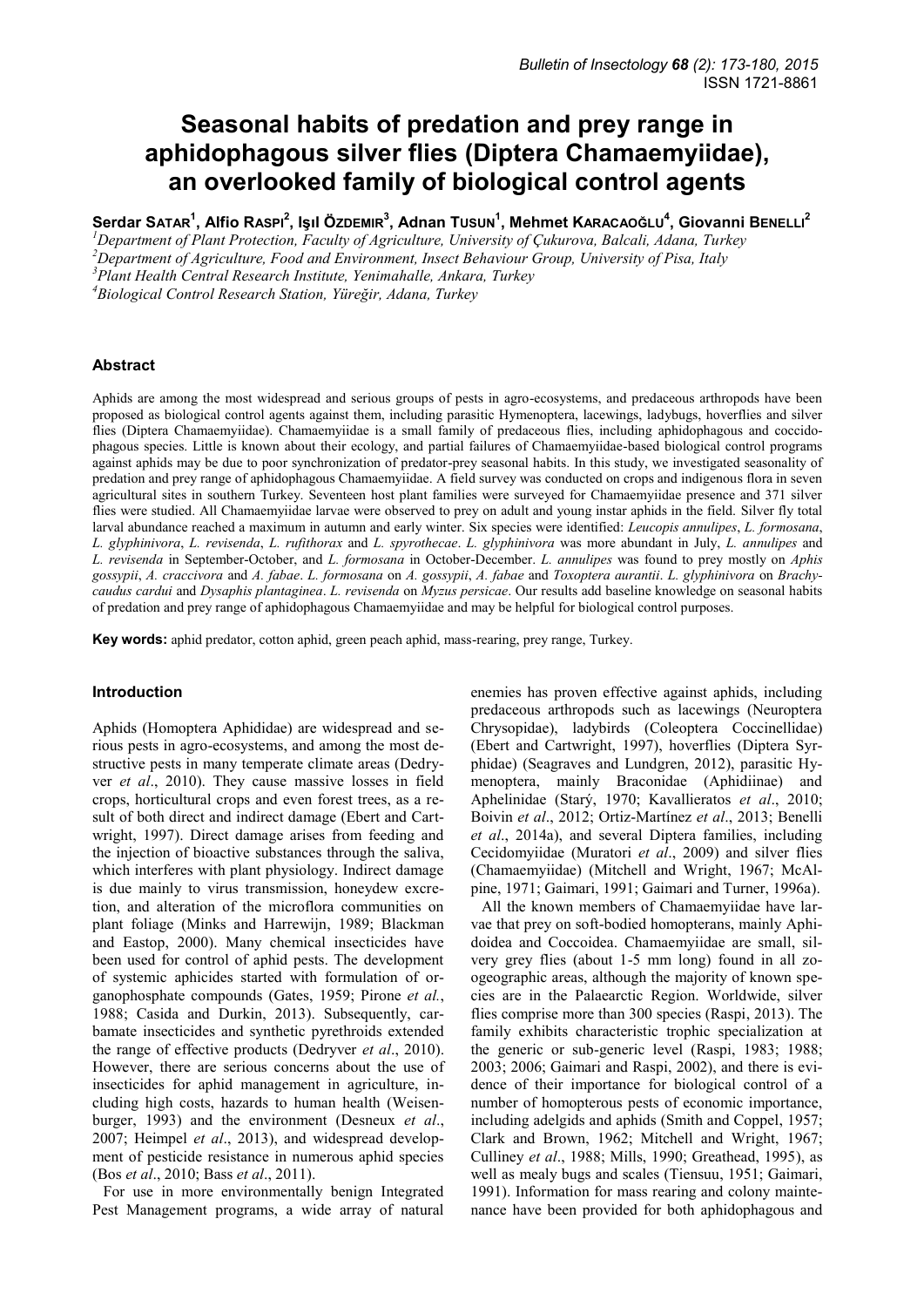# Seasonal habits of predation and prey range in aphidophagous silver flies (Diptera Chamaemyiidae), an overlooked family of biological control agents

**Serdar SATAR[1], Alfio RASPI[2], Işıl ÖZDEMIR[3], Adnan TUSUN[1], Mehmet KARACAOĞLU[4], Giovanni BENELLI[2]**

[1]*Department of Plant Protection, Faculty of Agriculture, University of Çukurova, Balcali, Adana, Turkey*
[2]*Department of Agriculture, Food and Environment, Insect Behaviour Group, University of Pisa, Italy*
[3]*Plant Health Central Research Institute, Yenimahalle, Ankara, Turkey*
[4]*Biological Control Research Station, Yüreğir, Adana, Turkey*

## Abstract

Aphids are among the most widespread and serious groups of pests in agro-ecosystems, and predaceous arthropods have been proposed as biological control agents against them, including parasitic Hymenoptera, lacewings, ladybugs, hoverflies and silver flies (Diptera Chamaemyiidae). Chamaemyiidae is a small family of predaceous flies, including aphidophagous and coccidophagous species. Little is known about their ecology, and partial failures of Chamaemyiidae-based biological control programs against aphids may be due to poor synchronization of predator-prey seasonal habits. In this study, we investigated seasonality of predation and prey range of aphidophagous Chamaemyiidae. A field survey was conducted on crops and indigenous flora in seven agricultural sites in southern Turkey. Seventeen host plant families were surveyed for Chamaemyiidae presence and 371 silver flies were studied. All Chamaemyiidae larvae were observed to prey on adult and young instar aphids in the field. Silver fly total larval abundance reached a maximum in autumn and early winter. Six species were identified: *Leucopis annulipes*, *L. formosana*, *L. glyphinivora*, *L. revisenda*, *L. rufithorax* and *L. spyrothecae*. *L. glyphinivora* was more abundant in July, *L. annulipes* and *L. revisenda* in September-October, and *L. formosana* in October-December. *L. annulipes* was found to prey mostly on *Aphis gossypii*, *A. craccivora* and *A. fabae*. *L. formosana* on *A. gossypii*, *A. fabae* and *Toxoptera aurantii*. *L. glyphinivora* on *Brachycaudus cardui* and *Dysaphis plantaginea*. *L. revisenda* on *Myzus persicae*. Our results add baseline knowledge on seasonal habits of predation and prey range of aphidophagous Chamaemyiidae and may be helpful for biological control purposes.

**Key words:** aphid predator, cotton aphid, green peach aphid, mass-rearing, prey range, Turkey.

## Introduction

Aphids (Homoptera Aphididae) are widespread and serious pests in agro-ecosystems, and among the most destructive pests in many temperate climate areas (Dedryver *et al*., 2010). They cause massive losses in field crops, horticultural crops and even forest trees, as a result of both direct and indirect damage (Ebert and Cartwright, 1997). Direct damage arises from feeding and the injection of bioactive substances through the saliva, which interferes with plant physiology. Indirect damage is due mainly to virus transmission, honeydew excretion, and alteration of the microflora communities on plant foliage (Minks and Harrewijn, 1989; Blackman and Eastop, 2000). Many chemical insecticides have been used for control of aphid pests. The development of systemic aphicides started with formulation of organophosphate compounds (Gates, 1959; Pirone *et al.*, 1988; Casida and Durkin, 2013). Subsequently, carbamate insecticides and synthetic pyrethroids extended the range of effective products (Dedryver *et al*., 2010). However, there are serious concerns about the use of insecticides for aphid management in agriculture, including high costs, hazards to human health (Weisenburger, 1993) and the environment (Desneux *et al*., 2007; Heimpel *et al*., 2013), and widespread development of pesticide resistance in numerous aphid species (Bos *et al*., 2010; Bass *et al*., 2011).

For use in more environmentally benign Integrated Pest Management programs, a wide array of natural enemies has proven effective against aphids, including predaceous arthropods such as lacewings (Neuroptera Chrysopidae), ladybirds (Coleoptera Coccinellidae) (Ebert and Cartwright, 1997), hoverflies (Diptera Syrphidae) (Seagraves and Lundgren, 2012), parasitic Hymenoptera, mainly Braconidae (Aphidiinae) and Aphelinidae (Starý, 1970; Kavallieratos *et al*., 2010; Boivin *et al*., 2012; Ortiz-Martínez *et al*., 2013; Benelli *et al*., 2014a), and several Diptera families, including Cecidomyiidae (Muratori *et al*., 2009) and silver flies (Chamaemyiidae) (Mitchell and Wright, 1967; McAlpine, 1971; Gaimari, 1991; Gaimari and Turner, 1996a).

All the known members of Chamaemyiidae have larvae that prey on soft-bodied homopterans, mainly Aphidoidea and Coccoidea. Chamaemyiidae are small, silvery grey flies (about 1-5 mm long) found in all zoogeographic areas, although the majority of known species are in the Palaearctic Region. Worldwide, silver flies comprise more than 300 species (Raspi, 2013). The family exhibits characteristic trophic specialization at the generic or sub-generic level (Raspi, 1983; 1988; 2003; 2006; Gaimari and Raspi, 2002), and there is evidence of their importance for biological control of a number of homopterous pests of economic importance, including adelgids and aphids (Smith and Coppel, 1957; Clark and Brown, 1962; Mitchell and Wright, 1967; Culliney *et al*., 1988; Mills, 1990; Greathead, 1995), as well as mealy bugs and scales (Tiensuu, 1951; Gaimari, 1991). Information for mass rearing and colony maintenance have been provided for both aphidophagous and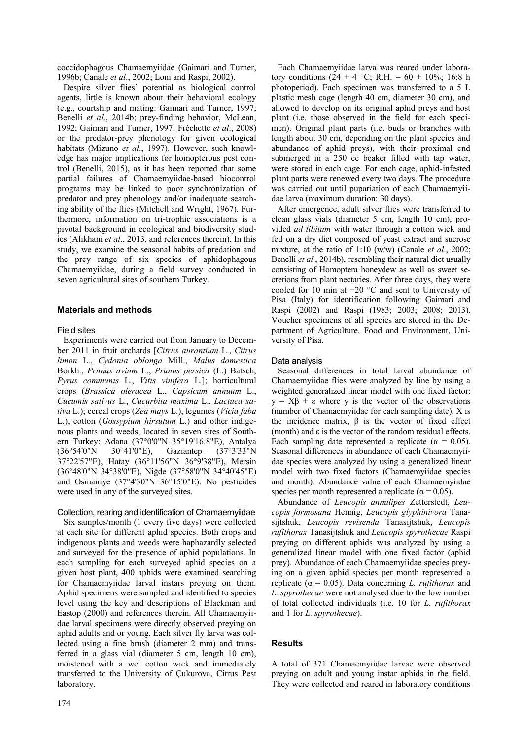coccidophagous Chamaemyiidae (Gaimari and Turner, 1996b; Canale *et al*., 2002; Loni and Raspi, 2002).

Despite silver flies' potential as biological control agents, little is known about their behavioral ecology (e.g., courtship and mating: Gaimari and Turner, 1997; Benelli *et al*., 2014b; prey-finding behavior, McLean, 1992; Gaimari and Turner, 1997; Fréchette *et al*., 2008) or the predator-prey phenology for given ecological habitats (Mizuno *et al*., 1997). However, such knowledge has major implications for homopterous pest control (Benelli, 2015), as it has been reported that some partial failures of Chamaemyiidae-based biocontrol programs may be linked to poor synchronization of predator and prey phenology and/or inadequate searching ability of the flies (Mitchell and Wright, 1967). Furthermore, information on tri-trophic associations is a pivotal background in ecological and biodiversity studies (Alikhani *et al*., 2013, and references therein). In this study, we examine the seasonal habits of predation and the prey range of six species of aphidophagous Chamaemyiidae, during a field survey conducted in seven agricultural sites of southern Turkey.

## Materials and methods

### Field sites

Experiments were carried out from January to December 2011 in fruit orchards [*Citrus aurantium* L., *Citrus limon* L., *Cydonia oblonga* Mill., *Malus domestica* Borkh., *Prunus avium* L., *Prunus persica* (L.) Batsch, *Pyrus communis* L., *Vitis vinifera* L.]; horticultural crops (*Brassica oleracea* L., *Capsicum annuum* L., *Cucumis sativus* L., *Cucurbita maxima* L., *Lactuca sativa* L.); cereal crops (*Zea mays* L.), legumes (*Vicia faba* L.), cotton (*Gossypium hirsutum* L.) and other indigenous plants and weeds, located in seven sites of Southern Turkey: Adana (37°0'0"N 35°19'16.8"E), Antalya (36°54'0"N 30°41'0"E), Gaziantep (37°3'33"N 37°22'57"E), Hatay (36°11'56"N 36°9'38"E), Mersin (36°48'0"N 34°38'0"E), Niğde (37°58'0"N 34°40'45"E) and Osmaniye (37°4'30"N 36°15'0"E). No pesticides were used in any of the surveyed sites.

### Collection, rearing and identification of Chamaemyiidae

Six samples/month (1 every five days) were collected at each site for different aphid species. Both crops and indigenous plants and weeds were haphazardly selected and surveyed for the presence of aphid populations. In each sampling for each surveyed aphid species on a given host plant, 400 aphids were examined searching for Chamaemyiidae larval instars preying on them. Aphid specimens were sampled and identified to species level using the key and descriptions of Blackman and Eastop (2000) and references therein. All Chamaemyiidae larval specimens were directly observed preying on aphid adults and or young. Each silver fly larva was collected using a fine brush (diameter 2 mm) and transferred in a glass vial (diameter 5 cm, length 10 cm), moistened with a wet cotton wick and immediately transferred to the University of Çukurova, Citrus Pest laboratory.

Each Chamaemyiidae larva was reared under laboratory conditions (24 ± 4 °C; R.H. = 60 ± 10%; 16:8 h photoperiod). Each specimen was transferred to a 5 L plastic mesh cage (length 40 cm, diameter 30 cm), and allowed to develop on its original aphid preys and host plant (i.e. those observed in the field for each specimen). Original plant parts (i.e. buds or branches with length about 30 cm, depending on the plant species and abundance of aphid preys), with their proximal end submerged in a 250 cc beaker filled with tap water, were stored in each cage. For each cage, aphid-infested plant parts were renewed every two days. The procedure was carried out until pupariation of each Chamaemyiidae larva (maximum duration: 30 days).

After emergence, adult silver flies were transferred to clean glass vials (diameter 5 cm, length 10 cm), provided *ad libitum* with water through a cotton wick and fed on a dry diet composed of yeast extract and sucrose mixture, at the ratio of 1:10 (w/w) (Canale *et al*., 2002; Benelli *et al*., 2014b), resembling their natural diet usually consisting of Homoptera honeydew as well as sweet secretions from plant nectaries. After three days, they were cooled for 10 min at −20 °C and sent to University of Pisa (Italy) for identification following Gaimari and Raspi (2002) and Raspi (1983; 2003; 2008; 2013). Voucher specimens of all species are stored in the Department of Agriculture, Food and Environment, University of Pisa.

### Data analysis

Seasonal differences in total larval abundance of Chamaemyiidae flies were analyzed by line by using a weighted generalized linear model with one fixed factor: $y = X\beta + \varepsilon$ where y is the vector of the observations (number of Chamaemyiidae for each sampling date), X is the incidence matrix, β is the vector of fixed effect (month) and ε is the vector of the random residual effects. Each sampling date represented a replicate ($\alpha = 0.05$). Seasonal differences in abundance of each Chamaemyiidae species were analyzed by using a generalized linear model with two fixed factors (Chamaemyiidae species and month). Abundance value of each Chamaemyiidae species per month represented a replicate ($\alpha = 0.05$).

Abundance of *Leucopis annulipes* Zetterstedt, *Leucopis formosana* Hennig, *Leucopis glyphinivora* Tanasijtshuk, *Leucopis revisenda* Tanasijtshuk, *Leucopis rufithorax* Tanasijtshuk and *Leucopis spyrothecae* Raspi preying on different aphids was analyzed by using a generalized linear model with one fixed factor (aphid prey). Abundance of each Chamaemyiidae species preying on a given aphid species per month represented a replicate ($\alpha = 0.05$). Data concerning *L. rufithorax* and *L. spyrothecae* were not analysed due to the low number of total collected individuals (i.e. 10 for *L. rufithorax* and 1 for *L. spyrothecae*).

## Results

A total of 371 Chamaemyiidae larvae were observed preying on adult and young instar aphids in the field. They were collected and reared in laboratory conditions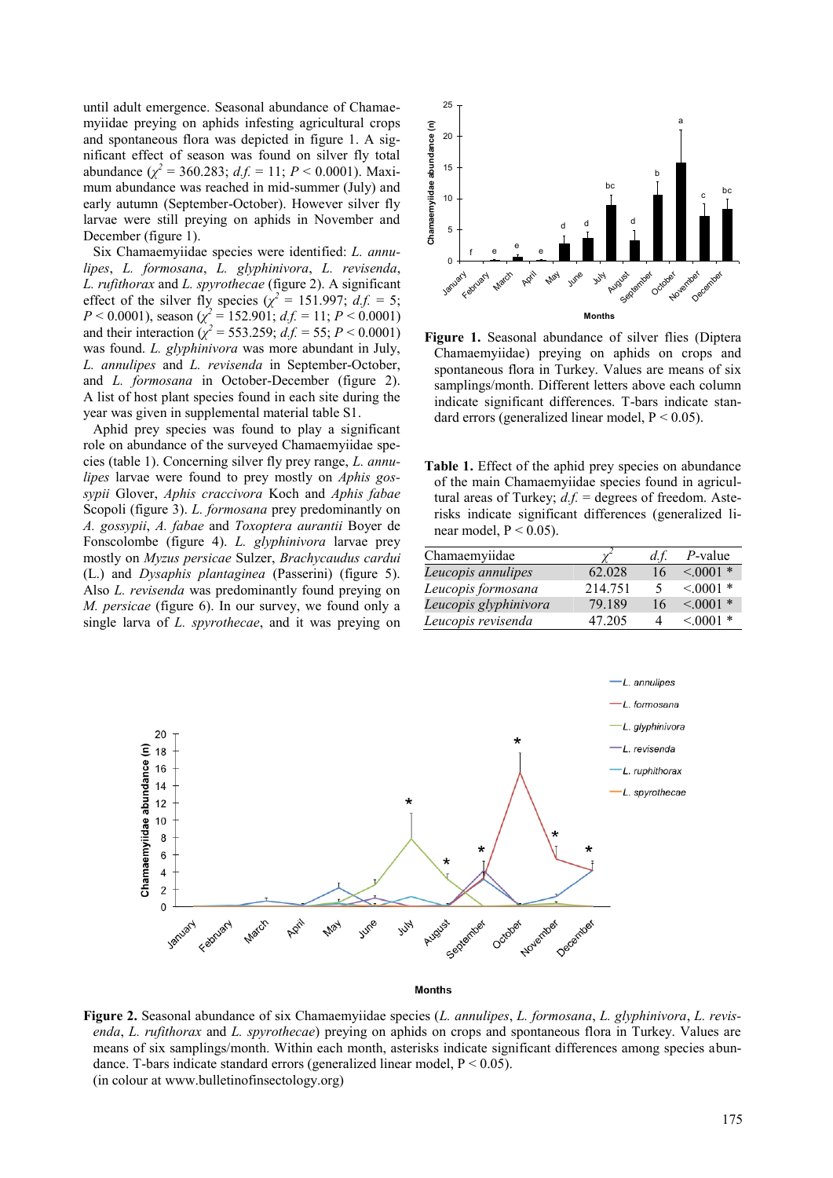until adult emergence. Seasonal abundance of Chamaemyiidae preying on aphids infesting agricultural crops and spontaneous flora was depicted in figure 1. A significant effect of season was found on silver fly total abundance ($\chi^2$ = 360.283; *d.f.* = 11; $P$ < 0.0001). Maximum abundance was reached in mid-summer (July) and early autumn (September-October). However silver fly larvae were still preying on aphids in November and December (figure 1).

Six Chamaemyiidae species were identified: *L. annulipes*, *L. formosana*, *L. glyphinivora*, *L. revisenda*, *L. rufithorax* and *L. spyrothecae* (figure 2). A significant effect of the silver fly species ($\chi^2$ = 151.997; *d.f.* = 5; $P$ < 0.0001), season ($\chi^2$ = 152.901; *d.f.* = 11; $P$ < 0.0001) and their interaction ($\chi^2$ = 553.259; *d.f.* = 55; $P$ < 0.0001) was found. *L. glyphinivora* was more abundant in July, *L. annulipes* and *L. revisenda* in September-October, and *L. formosana* in October-December (figure 2). A list of host plant species found in each site during the year was given in supplemental material table S1.

Aphid prey species was found to play a significant role on abundance of the surveyed Chamaemyiidae species (table 1). Concerning silver fly prey range, *L. annulipes* larvae were found to prey mostly on *Aphis gossypii* Glover, *Aphis craccivora* Koch and *Aphis fabae* Scopoli (figure 3). *L. formosana* prey predominantly on *A. gossypii*, *A. fabae* and *Toxoptera aurantii* Boyer de Fonscolombe (figure 4). *L. glyphinivora* larvae prey mostly on *Myzus persicae* Sulzer, *Brachycaudus cardui* (L.) and *Dysaphis plantaginea* (Passerini) (figure 5). Also *L. revisenda* was predominantly found preying on *M. persicae* (figure 6). In our survey, we found only a single larva of *L. spyrothecae*, and it was preying on

**Figure 1.** Seasonal abundance of silver flies (Diptera Chamaemyiidae) preying on aphids on crops and spontaneous flora in Turkey. Values are means of six samplings/month. Different letters above each column indicate significant differences. T-bars indicate standard errors (generalized linear model, P < 0.05).

**Table 1.** Effect of the aphid prey species on abundance of the main Chamaemyiidae species found in agricultural areas of Turkey; *d.f.* = degrees of freedom. Asterisks indicate significant differences (generalized linear model, P < 0.05).

| Chamaemyiidae | $\chi^2$ | *d.f.* | *P*-value |
|---|---|---|---|
| *Leucopis annulipes* | 62.028 | 16 | <.0001 * |
| *Leucopis formosana* | 214.751 | 5 | <.0001 * |
| *Leucopis glyphinivora* | 79.189 | 16 | <.0001 * |
| *Leucopis revisenda* | 47.205 | 4 | <.0001 * |

**Figure 2.** Seasonal abundance of six Chamaemyiidae species (*L. annulipes*, *L. formosana*, *L. glyphinivora*, *L. revisenda*, *L. rufithorax* and *L. spyrothecae*) preying on aphids on crops and spontaneous flora in Turkey. Values are means of six samplings/month. Within each month, asterisks indicate significant differences among species abundance. T-bars indicate standard errors (generalized linear model, P < 0.05).
(in colour at www.bulletinofinsectology.org)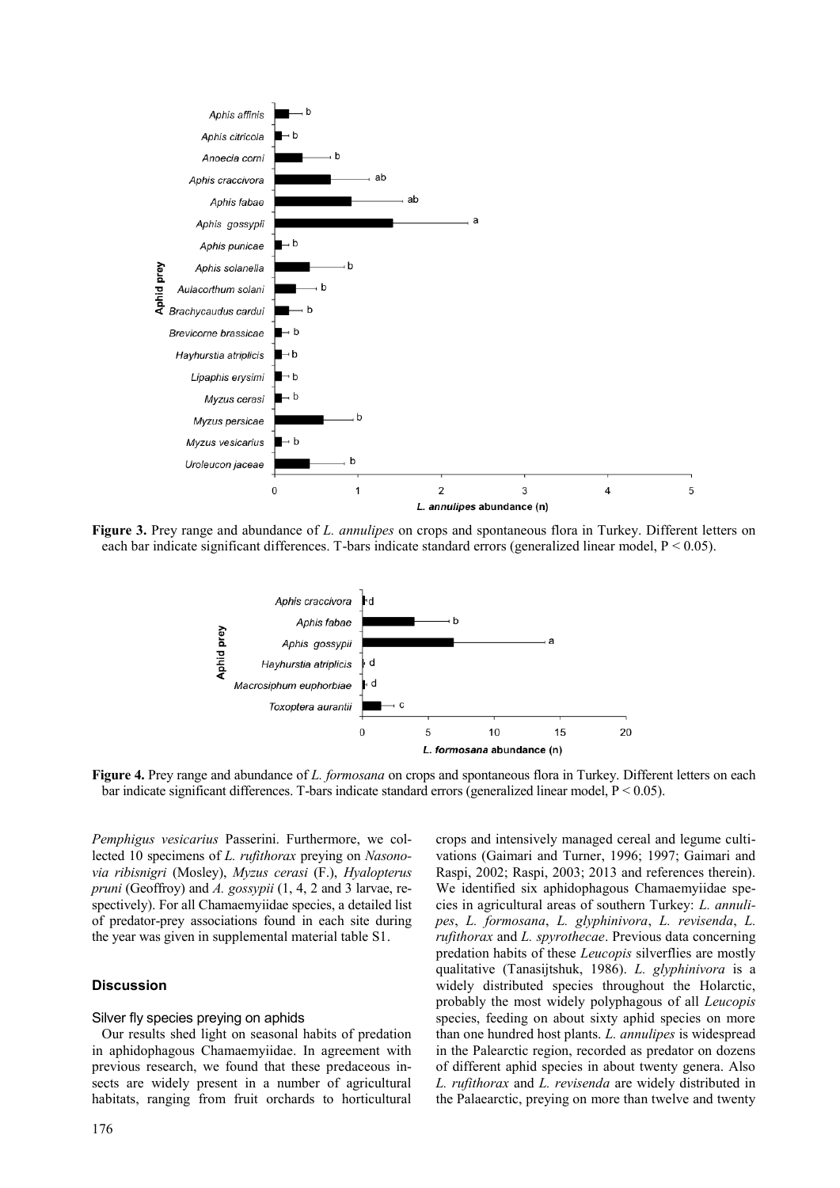**Figure 3.** Prey range and abundance of *L. annulipes* on crops and spontaneous flora in Turkey. Different letters on each bar indicate significant differences. T-bars indicate standard errors (generalized linear model, $P < 0.05$).

**Figure 4.** Prey range and abundance of *L. formosana* on crops and spontaneous flora in Turkey. Different letters on each bar indicate significant differences. T-bars indicate standard errors (generalized linear model, $P < 0.05$).

*Pemphigus vesicarius* Passerini. Furthermore, we collected 10 specimens of *L. rufithorax* preying on *Nasonovia ribisnigri* (Mosley), *Myzus cerasi* (F.), *Hyalopterus pruni* (Geoffroy) and *A. gossypii* (1, 4, 2 and 3 larvae, respectively). For all Chamaemyiidae species, a detailed list of predator-prey associations found in each site during the year was given in supplemental material table S1.

## Discussion

### Silver fly species preying on aphids

Our results shed light on seasonal habits of predation in aphidophagous Chamaemyiidae. In agreement with previous research, we found that these predaceous insects are widely present in a number of agricultural habitats, ranging from fruit orchards to horticultural crops and intensively managed cereal and legume cultivations (Gaimari and Turner, 1996; 1997; Gaimari and Raspi, 2002; Raspi, 2003; 2013 and references therein). We identified six aphidophagous Chamaemyiidae species in agricultural areas of southern Turkey: *L. annulipes*, *L. formosana*, *L. glyphinivora*, *L. revisenda*, *L. rufithorax* and *L. spyrothecae*. Previous data concerning predation habits of these *Leucopis* silverflies are mostly qualitative (Tanasijtshuk, 1986). *L. glyphinivora* is a widely distributed species throughout the Holarctic, probably the most widely polyphagous of all *Leucopis* species, feeding on about sixty aphid species on more than one hundred host plants. *L. annulipes* is widespread in the Palearctic region, recorded as predator on dozens of different aphid species in about twenty genera. Also *L. rufithorax* and *L. revisenda* are widely distributed in the Palaearctic, preying on more than twelve and twenty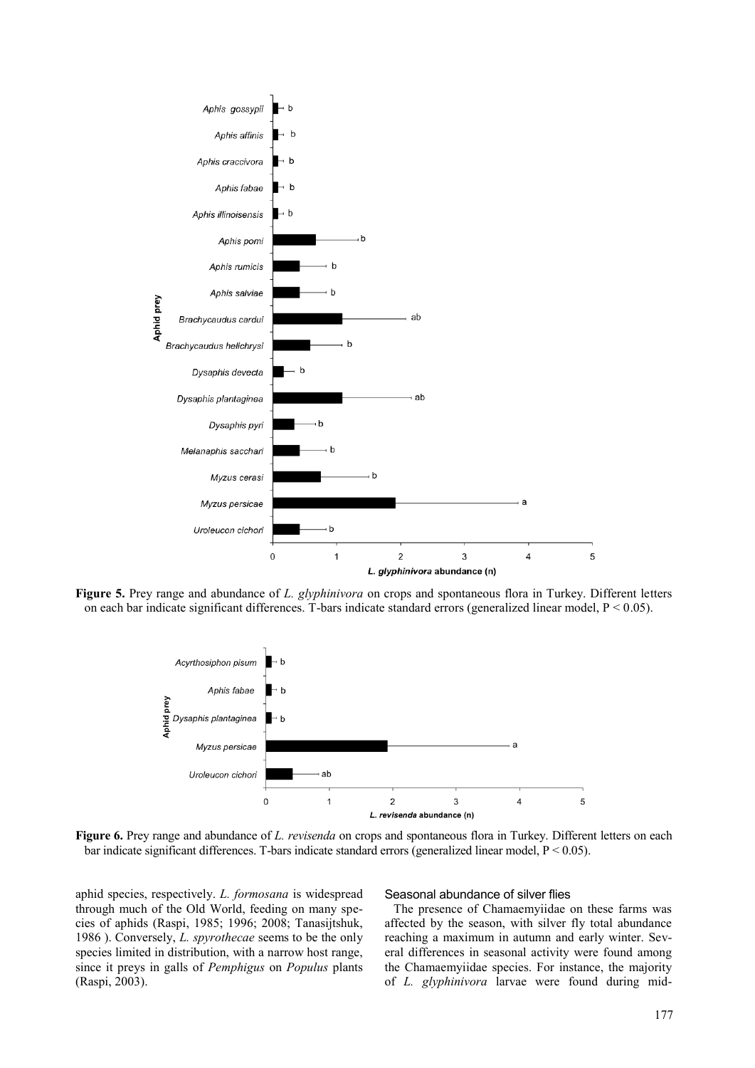**Figure 5.** Prey range and abundance of *L. glyphinivora* on crops and spontaneous flora in Turkey. Different letters on each bar indicate significant differences. T-bars indicate standard errors (generalized linear model, $P < 0.05$).

**Figure 6.** Prey range and abundance of *L. revisenda* on crops and spontaneous flora in Turkey. Different letters on each bar indicate significant differences. T-bars indicate standard errors (generalized linear model, $P < 0.05$).

aphid species, respectively. *L. formosana* is widespread through much of the Old World, feeding on many species of aphids (Raspi, 1985; 1996; 2008; Tanasijtshuk, 1986 ). Conversely, *L. spyrothecae* seems to be the only species limited in distribution, with a narrow host range, since it preys in galls of *Pemphigus* on *Populus* plants (Raspi, 2003).

### Seasonal abundance of silver flies

The presence of Chamaemyiidae on these farms was affected by the season, with silver fly total abundance reaching a maximum in autumn and early winter. Several differences in seasonal activity were found among the Chamaemyiidae species. For instance, the majority of *L. glyphinivora* larvae were found during mid-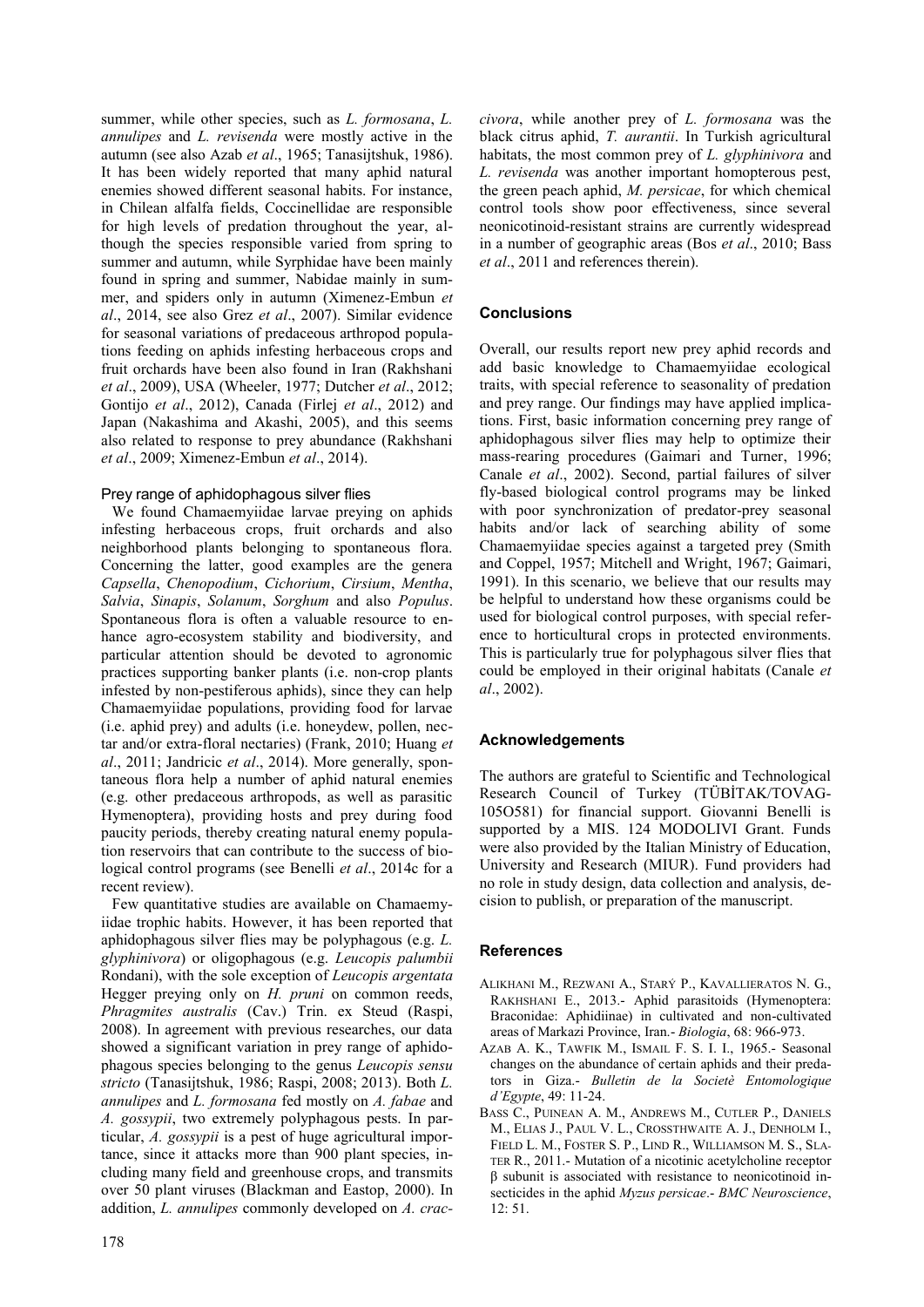summer, while other species, such as *L. formosana*, *L. annulipes* and *L. revisenda* were mostly active in the autumn (see also Azab *et al*., 1965; Tanasijtshuk, 1986). It has been widely reported that many aphid natural enemies showed different seasonal habits. For instance, in Chilean alfalfa fields, Coccinellidae are responsible for high levels of predation throughout the year, although the species responsible varied from spring to summer and autumn, while Syrphidae have been mainly found in spring and summer, Nabidae mainly in summer, and spiders only in autumn (Ximenez-Embun *et al*., 2014, see also Grez *et al*., 2007). Similar evidence for seasonal variations of predaceous arthropod populations feeding on aphids infesting herbaceous crops and fruit orchards have been also found in Iran (Rakhshani *et al*., 2009), USA (Wheeler, 1977; Dutcher *et al*., 2012; Gontijo *et al*., 2012), Canada (Firlej *et al*., 2012) and Japan (Nakashima and Akashi, 2005), and this seems also related to response to prey abundance (Rakhshani *et al*., 2009; Ximenez-Embun *et al*., 2014).

### Prey range of aphidophagous silver flies

We found Chamaemyiidae larvae preying on aphids infesting herbaceous crops, fruit orchards and also neighborhood plants belonging to spontaneous flora. Concerning the latter, good examples are the genera *Capsella*, *Chenopodium*, *Cichorium*, *Cirsium*, *Mentha*, *Salvia*, *Sinapis*, *Solanum*, *Sorghum* and also *Populus*. Spontaneous flora is often a valuable resource to enhance agro-ecosystem stability and biodiversity, and particular attention should be devoted to agronomic practices supporting banker plants (i.e. non-crop plants infested by non-pestiferous aphids), since they can help Chamaemyiidae populations, providing food for larvae (i.e. aphid prey) and adults (i.e. honeydew, pollen, nectar and/or extra-floral nectaries) (Frank, 2010; Huang *et al*., 2011; Jandricic *et al*., 2014). More generally, spontaneous flora help a number of aphid natural enemies (e.g. other predaceous arthropods, as well as parasitic Hymenoptera), providing hosts and prey during food paucity periods, thereby creating natural enemy population reservoirs that can contribute to the success of biological control programs (see Benelli *et al*., 2014c for a recent review).

Few quantitative studies are available on Chamaemyiidae trophic habits. However, it has been reported that aphidophagous silver flies may be polyphagous (e.g. *L. glyphinivora*) or oligophagous (e.g. *Leucopis palumbii* Rondani), with the sole exception of *Leucopis argentata* Hegger preying only on *H. pruni* on common reeds, *Phragmites australis* (Cav.) Trin. ex Steud (Raspi, 2008). In agreement with previous researches, our data showed a significant variation in prey range of aphidophagous species belonging to the genus *Leucopis sensu stricto* (Tanasijtshuk, 1986; Raspi, 2008; 2013). Both *L. annulipes* and *L. formosana* fed mostly on *A. fabae* and *A. gossypii*, two extremely polyphagous pests. In particular, *A. gossypii* is a pest of huge agricultural importance, since it attacks more than 900 plant species, including many field and greenhouse crops, and transmits over 50 plant viruses (Blackman and Eastop, 2000). In addition, *L. annulipes* commonly developed on *A. craccivora*, while another prey of *L. formosana* was the black citrus aphid, *T. aurantii*. In Turkish agricultural habitats, the most common prey of *L. glyphinivora* and *L. revisenda* was another important homopterous pest, the green peach aphid, *M. persicae*, for which chemical control tools show poor effectiveness, since several neonicotinoid-resistant strains are currently widespread in a number of geographic areas (Bos *et al*., 2010; Bass *et al*., 2011 and references therein).

## Conclusions

Overall, our results report new prey aphid records and add basic knowledge to Chamaemyiidae ecological traits, with special reference to seasonality of predation and prey range. Our findings may have applied implications. First, basic information concerning prey range of aphidophagous silver flies may help to optimize their mass-rearing procedures (Gaimari and Turner, 1996; Canale *et al*., 2002). Second, partial failures of silver fly-based biological control programs may be linked with poor synchronization of predator-prey seasonal habits and/or lack of searching ability of some Chamaemyiidae species against a targeted prey (Smith and Coppel, 1957; Mitchell and Wright, 1967; Gaimari, 1991). In this scenario, we believe that our results may be helpful to understand how these organisms could be used for biological control purposes, with special reference to horticultural crops in protected environments. This is particularly true for polyphagous silver flies that could be employed in their original habitats (Canale *et al*., 2002).

## Acknowledgements

The authors are grateful to Scientific and Technological Research Council of Turkey (TÜBİTAK/TOVAG-105O581) for financial support. Giovanni Benelli is supported by a MIS. 124 MODOLIVI Grant. Funds were also provided by the Italian Ministry of Education, University and Research (MIUR). Fund providers had no role in study design, data collection and analysis, decision to publish, or preparation of the manuscript.

## References

ALIKHANI M., REZWANI A., STARÝ P., KAVALLIERATOS N. G., RAKHSHANI E., 2013.- Aphid parasitoids (Hymenoptera: Braconidae: Aphidiinae) in cultivated and non-cultivated areas of Markazi Province, Iran.- *Biologia*, 68: 966-973.

AZAB A. K., TAWFIK M., ISMAIL F. S. I. I., 1965.- Seasonal changes on the abundance of certain aphids and their predators in Giza.- *Bulletin de la Societè Entomologique d'Egypte*, 49: 11-24.

BASS C., PUINEAN A. M., ANDREWS M., CUTLER P., DANIELS M., ELIAS J., PAUL V. L., CROSSTHWAITE A. J., DENHOLM I., FIELD L. M., FOSTER S. P., LIND R., WILLIAMSON M. S., SLATER R., 2011.- Mutation of a nicotinic acetylcholine receptor β subunit is associated with resistance to neonicotinoid insecticides in the aphid *Myzus persicae*.- *BMC Neuroscience*, 12: 51.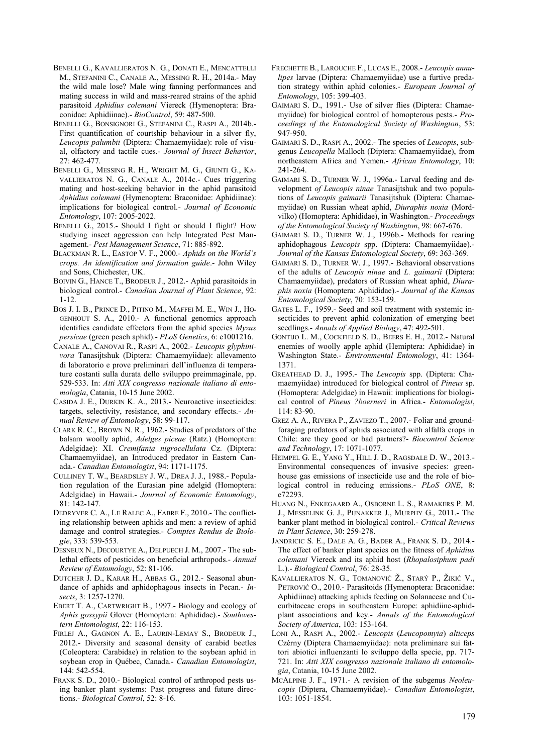BENELLI G., KAVALLIERATOS N. G., DONATI E., MENCATTELLI M., STEFANINI C., CANALE A., MESSING R. H., 2014a.- May the wild male lose? Male wing fanning performances and mating success in wild and mass-reared strains of the aphid parasitoid *Aphidius colemani* Viereck (Hymenoptera: Braconidae: Aphidiinae).- *BioControl*, 59: 487-500.

BENELLI G., BONSIGNORI G., STEFANINI C., RASPI A., 2014b.- First quantification of courtship behaviour in a silver fly, *Leucopis palumbii* (Diptera: Chamaemyiidae): role of visual, olfactory and tactile cues.- *Journal of Insect Behavior*, 27: 462-477.

BENELLI G., MESSING R. H., WRIGHT M. G., GIUNTI G., KAVALLIERATOS N. G., CANALE A., 2014c.- Cues triggering mating and host-seeking behavior in the aphid parasitoid *Aphidius colemani* (Hymenoptera: Braconidae: Aphidiinae): implications for biological control.- *Journal of Economic Entomology*, 107: 2005-2022.

BENELLI G., 2015.- Should I fight or should I flight? How studying insect aggression can help Integrated Pest Management.- *Pest Management Science*, 71: 885-892.

BLACKMAN R. L., EASTOP V. F., 2000.- *Aphids on the World's crops. An identification and formation guide*.- John Wiley and Sons, Chichester, UK.

BOIVIN G., HANCE T., BRODEUR J., 2012.- Aphid parasitoids in biological control.- *Canadian Journal of Plant Science*, 92: 1-12.

BOS J. I. B., PRINCE D., PITINO M., MAFFEI M. E., WIN J., HOGENHOUT S. A., 2010.- A functional genomics approach identifies candidate effectors from the aphid species *Myzus persicae* (green peach aphid).- *PLoS Genetics*, 6: e1001216.

CANALE A., CANOVAI R., RASPI A., 2002.- *Leucopis glyphinivora* Tanasijtshuk (Diptera: Chamaemyiidae): allevamento di laboratorio e prove preliminari dell'influenza di temperature costanti sulla durata dello sviluppo preimmaginale, pp. 529-533. In: *Atti XIX congresso nazionale italiano di entomologia*, Catania, 10-15 June 2002.

CASIDA J. E., DURKIN K. A., 2013.- Neuroactive insecticides: targets, selectivity, resistance, and secondary effects.- *Annual Review of Entomology*, 58: 99-117.

CLARK R. C., BROWN N. R., 1962.- Studies of predators of the balsam woolly aphid, *Adelges piceae* (Ratz.) (Homoptera: Adelgidae): XI. *Cremifania nigrocellulata* Cz. (Diptera: Chamaemyiidae), an Introduced predator in Eastern Canada.- *Canadian Entomologist*, 94: 1171-1175.

CULLINEY T. W., BEARDSLEY J. W., DREA J. J., 1988.- Population regulation of the Eurasian pine adelgid (Homoptera: Adelgidae) in Hawaii.- *Journal of Economic Entomology*, 81: 142-147.

DEDRYVER C. A., LE RALEC A., FABRE F., 2010.- The conflicting relationship between aphids and men: a review of aphid damage and control strategies.- *Comptes Rendus de Biologie*, 333: 539-553.

DESNEUX N., DECOURTYE A., DELPUECH J. M., 2007.- The sublethal effects of pesticides on beneficial arthropods.- *Annual Review of Entomology*, 52: 81-106.

DUTCHER J. D., KARAR H., ABBAS G., 2012.- Seasonal abundance of aphids and aphidophagous insects in Pecan.- *Insects*, 3: 1257-1270.

EBERT T. A., CARTWRIGHT B., 1997.- Biology and ecology of *Aphis gossypii* Glover (Homoptera: Aphididae).- *Southwestern Entomologist*, 22: 116-153.

FIRLEJ A., GAGNON A. E., LAURIN-LEMAY S., BRODEUR J., 2012.- Diversity and seasonal density of carabid beetles (Coleoptera: Carabidae) in relation to the soybean aphid in soybean crop in Québec, Canada.- *Canadian Entomologist*, 144: 542-554.

FRANK S. D., 2010.- Biological control of arthropod pests using banker plant systems: Past progress and future directions.- *Biological Control*, 52: 8-16.

FRECHETTE B., LAROUCHE F., LUCAS E., 2008.- *Leucopis annulipes* larvae (Diptera: Chamaemyiidae) use a furtive predation strategy within aphid colonies.- *European Journal of Entomology*, 105: 399-403.

GAIMARI S. D., 1991.- Use of silver flies (Diptera: Chamaemyiidae) for biological control of homopterous pests.- *Proceedings of the Entomological Society of Washington*, 53: 947-950.

GAIMARI S. D., RASPI A., 2002.- The species of *Leucopis*, subgenus *Leucopella* Malloch (Diptera: Chamaemyiidae), from northeastern Africa and Yemen.- *African Entomology*, 10: 241-264.

GAIMARI S. D., TURNER W. J., 1996a.- Larval feeding and development of *Leucopis ninae* Tanasijtshuk and two populations of *Leucopis gaimarii* Tanasijtshuk (Diptera: Chamaemyiidae) on Russian wheat aphid, *Diuraphis noxia* (Mordvilko) (Homoptera: Aphididae), in Washington.- *Proceedings of the Entomological Society of Washington*, 98: 667-676.

GAIMARI S. D., TURNER W. J., 1996b.- Methods for rearing aphidophagous *Leucopis* spp. (Diptera: Chamaemyiidae).- *Journal of the Kansas Entomological Society*, 69: 363-369.

GAIMARI S. D., TURNER W. J., 1997.- Behavioral observations of the adults of *Leucopis ninae* and *L. gaimarii* (Diptera: Chamaemyiidae), predators of Russian wheat aphid, *Diuraphis noxia* (Homoptera: Aphididae).- *Journal of the Kansas Entomological Society*, 70: 153-159.

GATES L. F., 1959.- Seed and soil treatment with systemic insecticides to prevent aphid colonization of emerging beet seedlings.- *Annals of Applied Biology*, 47: 492-501.

GONTIJO L. M., COCKFIELD S. D., BEERS E. H., 2012.- Natural enemies of woolly apple aphid (Hemiptera: Aphididae) in Washington State.- *Environmental Entomology*, 41: 1364-1371.

GREATHEAD D. J., 1995.- The *Leucopis* spp. (Diptera: Chamaemyiidae) introduced for biological control of *Pineus* sp. (Homoptera: Adelgidae) in Hawaii: implications for biological control of *Pineus ?boerneri* in Africa.- *Entomologist*, 114: 83-90.

GREZ A. A., RIVERA P., ZAVIEZO T., 2007.- Foliar and ground-foraging predators of aphids associated with alfalfa crops in Chile: are they good or bad partners?- *Biocontrol Science and Technology*, 17: 1071-1077.

HEIMPEL G. E., YANG Y., HILL J. D., RAGSDALE D. W., 2013.- Environmental consequences of invasive species: greenhouse gas emissions of insecticide use and the role of biological control in reducing emissions.- *PLoS ONE*, 8: e72293.

HUANG N., ENKEGAARD A., OSBORNE L. S., RAMAKERS P. M. J., MESSELINK G. J., PIJNAKKER J., MURPHY G., 2011.- The banker plant method in biological control.- *Critical Reviews in Plant Science*, 30: 259-278.

JANDRICIC S. E., DALE A. G., BADER A., FRANK S. D., 2014.- The effect of banker plant species on the fitness of *Aphidius colemani* Viereck and its aphid host (*Rhopalosiphum padi* L.).- *Biological Control*, 76: 28-35.

KAVALLIERATOS N. G., TOMANOVIĆ Ž., STARÝ P., ŽIKIĆ V., PETROVIĆ O., 2010.- Parasitoids (Hymenoptera: Braconidae: Aphidiinae) attacking aphids feeding on Solanaceae and Cucurbitaceae crops in southeastern Europe: aphidiine-aphid-plant associations and key.- *Annals of the Entomological Society of America*, 103: 153-164.

LONI A., RASPI A., 2002.- *Leucopis* (*Leucopomyia*) *alticeps* Czérny (Diptera Chamaemyiidae): nota preliminare sui fattori abiotici influenzanti lo sviluppo della specie, pp. 717-721. In: *Atti XIX congresso nazionale italiano di entomologia*, Catania, 10-15 June 2002.

MCALPINE J. F., 1971.- A revision of the subgenus *Neoleucopis* (Diptera, Chamaemyiidae).- *Canadian Entomologist*, 103: 1051-1854.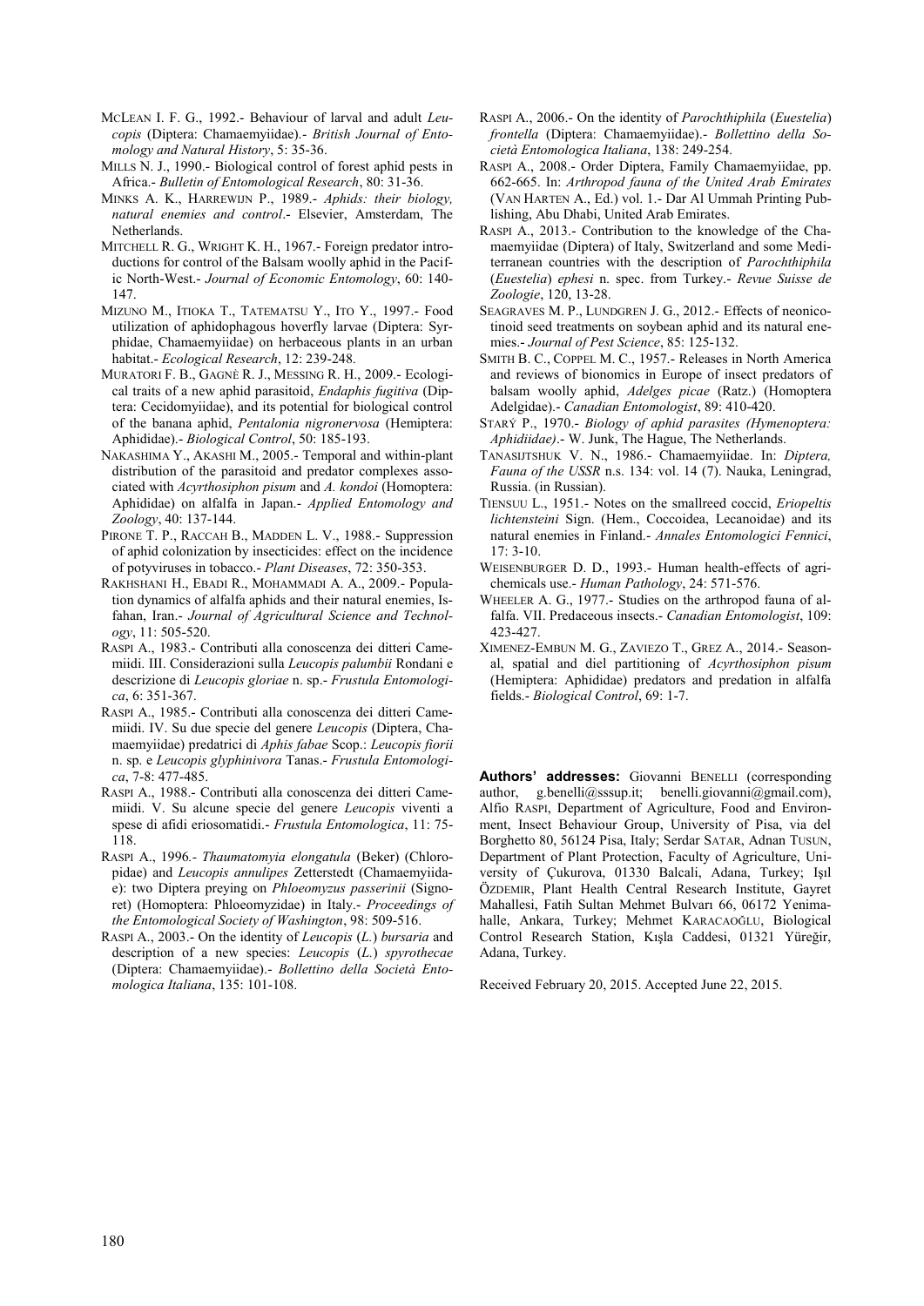MCLEAN I. F. G., 1992.- Behaviour of larval and adult *Leucopis* (Diptera: Chamaemyiidae).- *British Journal of Entomology and Natural History*, 5: 35-36.

MILLS N. J., 1990.- Biological control of forest aphid pests in Africa.- *Bulletin of Entomological Research*, 80: 31-36.

MINKS A. K., HARREWIJN P., 1989.- *Aphids: their biology, natural enemies and control*.- Elsevier, Amsterdam, The Netherlands.

MITCHELL R. G., WRIGHT K. H., 1967.- Foreign predator introductions for control of the Balsam woolly aphid in the Pacific North-West.- *Journal of Economic Entomology*, 60: 140-147.

MIZUNO M., ITIOKA T., TATEMATSU Y., ITO Y., 1997.- Food utilization of aphidophagous hoverfly larvae (Diptera: Syrphidae, Chamaemyiidae) on herbaceous plants in an urban habitat.- *Ecological Research*, 12: 239-248.

MURATORI F. B., GAGNÈ R. J., MESSING R. H., 2009.- Ecological traits of a new aphid parasitoid, *Endaphis fugitiva* (Diptera: Cecidomyiidae), and its potential for biological control of the banana aphid, *Pentalonia nigronervosa* (Hemiptera: Aphididae).- *Biological Control*, 50: 185-193.

NAKASHIMA Y., AKASHI M., 2005.- Temporal and within-plant distribution of the parasitoid and predator complexes associated with *Acyrthosiphon pisum* and *A. kondoi* (Homoptera: Aphididae) on alfalfa in Japan.- *Applied Entomology and Zoology*, 40: 137-144.

PIRONE T. P., RACCAH B., MADDEN L. V., 1988.- Suppression of aphid colonization by insecticides: effect on the incidence of potyviruses in tobacco.- *Plant Diseases*, 72: 350-353.

RAKHSHANI H., EBADI R., MOHAMMADI A. A., 2009.- Population dynamics of alfalfa aphids and their natural enemies, Isfahan, Iran.- *Journal of Agricultural Science and Technology*, 11: 505-520.

RASPI A., 1983.- Contributi alla conoscenza dei ditteri Camemiidi. III. Considerazioni sulla *Leucopis palumbii* Rondani e descrizione di *Leucopis gloriae* n. sp.- *Frustula Entomologica*, 6: 351-367.

RASPI A., 1985.- Contributi alla conoscenza dei ditteri Camemiidi. IV. Su due specie del genere *Leucopis* (Diptera, Chamaemyiidae) predatrici di *Aphis fabae* Scop.: *Leucopis fiorii* n. sp. e *Leucopis glyphinivora* Tanas.- *Frustula Entomologica*, 7-8: 477-485.

RASPI A., 1988.- Contributi alla conoscenza dei ditteri Camemiidi. V. Su alcune specie del genere *Leucopis* viventi a spese di afidi eriosomatidi.- *Frustula Entomologica*, 11: 75-118.

RASPI A., 1996.- *Thaumatomyia elongatula* (Beker) (Chloropidae) and *Leucopis annulipes* Zetterstedt (Chamaemyiidae): two Diptera preying on *Phloeomyzus passerinii* (Signoret) (Homoptera: Phloeomyzidae) in Italy.- *Proceedings of the Entomological Society of Washington*, 98: 509-516.

RASPI A., 2003.- On the identity of *Leucopis* (*L.*) *bursaria* and description of a new species: *Leucopis* (*L.*) *spyrothecae* (Diptera: Chamaemyiidae).- *Bollettino della Società Entomologica Italiana*, 135: 101-108.

RASPI A., 2006.- On the identity of *Parochthiphila* (*Euestelia*) *frontella* (Diptera: Chamaemyiidae).- *Bollettino della Società Entomologica Italiana*, 138: 249-254.

RASPI A., 2008.- Order Diptera, Family Chamaemyiidae, pp. 662-665. In: *Arthropod fauna of the United Arab Emirates* (VAN HARTEN A., Ed.) vol. 1.- Dar Al Ummah Printing Publishing, Abu Dhabi, United Arab Emirates.

RASPI A., 2013.- Contribution to the knowledge of the Chamaemyiidae (Diptera) of Italy, Switzerland and some Mediterranean countries with the description of *Parochthiphila* (*Euestelia*) *ephesi* n. spec. from Turkey.- *Revue Suisse de Zoologie*, 120, 13-28.

SEAGRAVES M. P., LUNDGREN J. G., 2012.- Effects of neonicotinoid seed treatments on soybean aphid and its natural enemies.- *Journal of Pest Science*, 85: 125-132.

SMITH B. C., COPPEL M. C., 1957.- Releases in North America and reviews of bionomics in Europe of insect predators of balsam woolly aphid, *Adelges picae* (Ratz.) (Homoptera Adelgidae).- *Canadian Entomologist*, 89: 410-420.

STARÝ P., 1970.- *Biology of aphid parasites (Hymenoptera: Aphidiidae)*.- W. Junk, The Hague, The Netherlands.

TANASIJTSHUK V. N., 1986.- Chamaemyiidae. In: *Diptera, Fauna of the USSR* n.s. 134: vol. 14 (7). Nauka, Leningrad, Russia. (in Russian).

TIENSUU L., 1951.- Notes on the smallreed coccid, *Eriopeltis lichtensteini* Sign. (Hem., Coccoidea, Lecanoidae) and its natural enemies in Finland.- *Annales Entomologici Fennici*, 17: 3-10.

WEISENBURGER D. D., 1993.- Human health-effects of agrichemicals use.- *Human Pathology*, 24: 571-576.

WHEELER A. G., 1977.- Studies on the arthropod fauna of alfalfa. VII. Predaceous insects.- *Canadian Entomologist*, 109: 423-427.

XIMENEZ-EMBUN M. G., ZAVIEZO T., GREZ A., 2014.- Seasonal, spatial and diel partitioning of *Acyrthosiphon pisum* (Hemiptera: Aphididae) predators and predation in alfalfa fields.- *Biological Control*, 69: 1-7.

**Authors' addresses:** Giovanni BENELLI (corresponding author, g.benelli@sssup.it; benelli.giovanni@gmail.com), Alfio RASPI, Department of Agriculture, Food and Environment, Insect Behaviour Group, University of Pisa, via del Borghetto 80, 56124 Pisa, Italy; Serdar SATAR, Adnan TUSUN, Department of Plant Protection, Faculty of Agriculture, University of Çukurova, 01330 Balcali, Adana, Turkey; Işıl ÖZDEMIR, Plant Health Central Research Institute, Gayret Mahallesi, Fatih Sultan Mehmet Bulvarı 66, 06172 Yenimahalle, Ankara, Turkey; Mehmet KARACAOĞLU, Biological Control Research Station, Kışla Caddesi, 01321 Yüreğir, Adana, Turkey.

Received February 20, 2015. Accepted June 22, 2015.